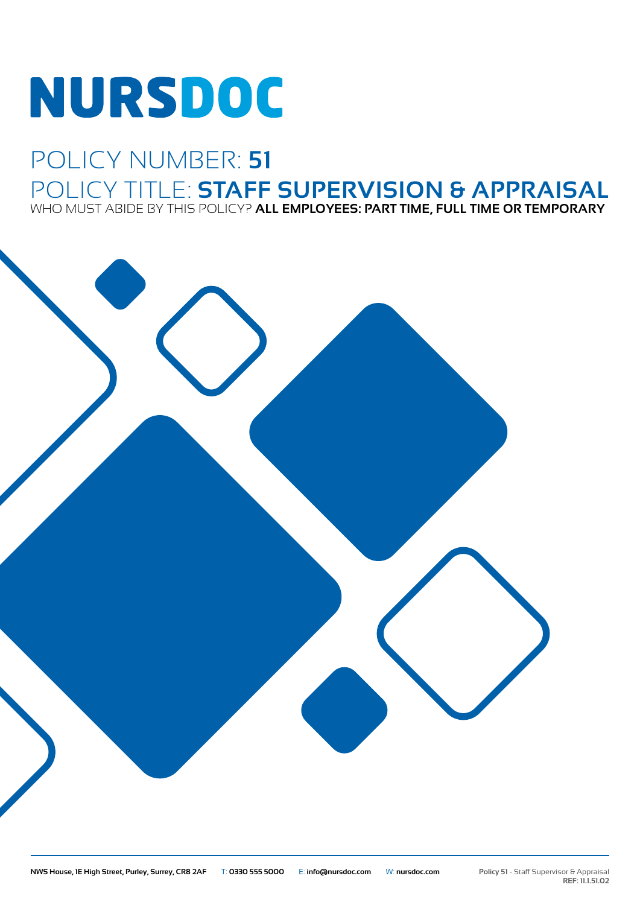# NURSDOC

## POLICY NUMBER: **51**

## POLICY TITLE: **STAFF SUPERVISION & APPRAISAL**

WHO MUST ABIDE BY THIS POLICY? **ALL EMPLOYEES: PART TIME, FULL TIME OR TEMPORARY**

**NWS House, 1E High Street, Purley, Surrey, CR8 2AF** T: **0330 555 5000** E: **info@nursdoc.com** W: **nursdoc.com**

**Policy 51** - Staff Supervisor & Appraisal
**REF: 11.1.51.02**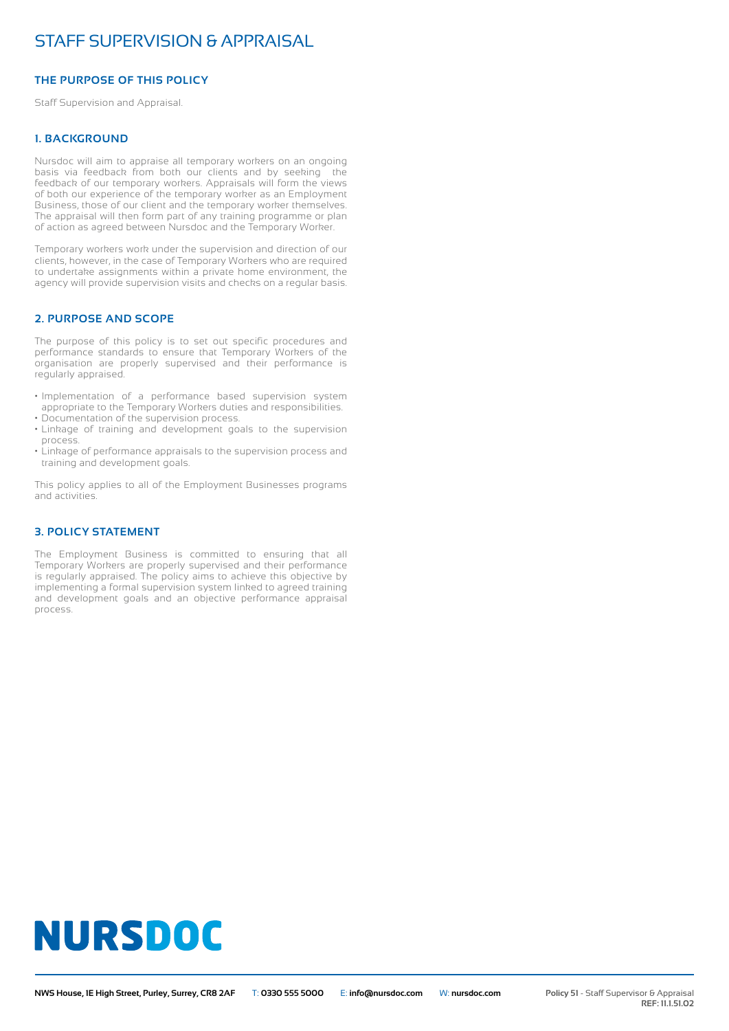# STAFF SUPERVISION & APPRAISAL

## THE PURPOSE OF THIS POLICY

Staff Supervision and Appraisal.

## 1. BACKGROUND

Nursdoc will aim to appraise all temporary workers on an ongoing basis via feedback from both our clients and by seeking the feedback of our temporary workers. Appraisals will form the views of both our experience of the temporary worker as an Employment Business, those of our client and the temporary worker themselves. The appraisal will then form part of any training programme or plan of action as agreed between Nursdoc and the Temporary Worker.

Temporary workers work under the supervision and direction of our clients, however, in the case of Temporary Workers who are required to undertake assignments within a private home environment, the agency will provide supervision visits and checks on a regular basis.

## 2. PURPOSE AND SCOPE

The purpose of this policy is to set out specific procedures and performance standards to ensure that Temporary Workers of the organisation are properly supervised and their performance is regularly appraised.

- Implementation of a performance based supervision system appropriate to the Temporary Workers duties and responsibilities.
- Documentation of the supervision process.
- Linkage of training and development goals to the supervision process.
- Linkage of performance appraisals to the supervision process and training and development goals.

This policy applies to all of the Employment Businesses programs and activities.

## 3. POLICY STATEMENT

The Employment Business is committed to ensuring that all Temporary Workers are properly supervised and their performance is regularly appraised. The policy aims to achieve this objective by implementing a formal supervision system linked to agreed training and development goals and an objective performance appraisal process.

NURSDOC